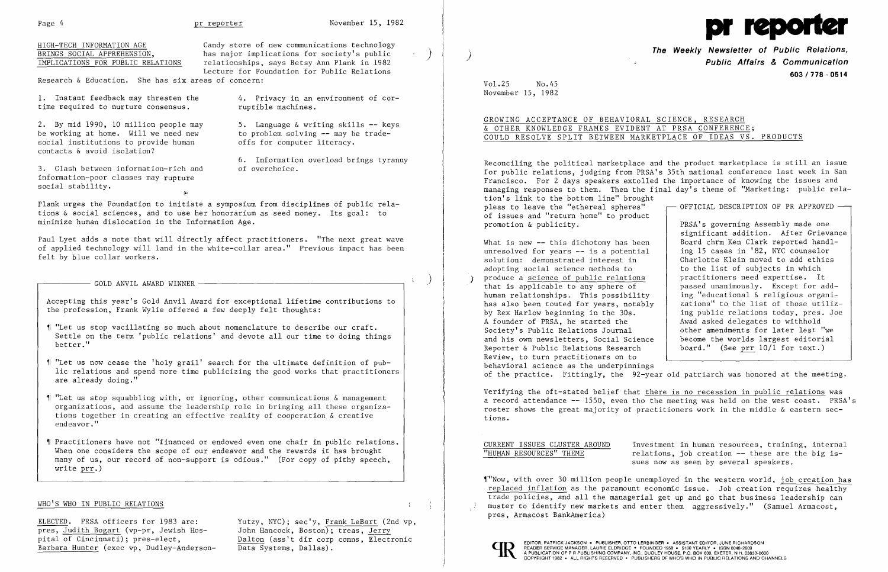## HIGH-TECH INFORMATION AGE BRINGS SOCIAL APPREHENSION, IMPLICATIONS FOR PUBLIC RELATIONS

Candy store of new communications technology has major implications for society's public relationships, says Betsy Ann Plank in 1982 Lecture for Foundation for Public Relations Research & Education. She has six areas of concern:

1. Instant feedback may threaten the time required to nurture consensus.
2. By mid 1990, 10 million people may be working at home. Will we need new social institutions to provide human contacts & avoid isolation?
3. Clash between information-rich and information-poor classes may rupture social stability.
4. Privacy in an environment of corruptible machines.
5. Language & writing skills -- keys to problem solving -- may be trade-offs for computer literacy.
6. Information overload brings tyranny of overchoice.

Plank urges the Foundation to initiate a symposium from disciplines of public relations & social sciences, and to use her honorarium as seed money. Its goal: to minimize human dislocation in the Information Age.

Paul Lyet adds a note that will directly affect practitioners. "The next great wave of applied technology will land in the white-collar area." Previous impact has been felt by blue collar workers.

> **GOLD ANVIL AWARD WINNER**
>
> Accepting this year's Gold Anvil Award for exceptional lifetime contributions to the profession, Frank Wylie offered a few deeply felt thoughts:
>
> ¶ "Let us stop vacillating so much about nomenclature to describe our craft. Settle on the term 'public relations' and devote all our time to doing things better."
>
> ¶ "Let us now cease the 'holy grail' search for the ultimate definition of public relations and spend more time publicizing the good works that practitioners are already doing."
>
> ¶ "Let us stop squabbling with, or ignoring, other communications & management organizations, and assume the leadership role in bringing all these organizations together in creating an effective reality of cooperation & creative endeavor."
>
> ¶ Practitioners have not "financed or endowed even one chair in public relations. When one considers the scope of our endeavor and the rewards it has brought many of us, our record of non-support is odious." (For copy of pithy speech, write prr.)

## WHO'S WHO IN PUBLIC RELATIONS

ELECTED. PRSA officers for 1983 are: pres, Judith Bogart (vp-pr, Jewish Hospital of Cincinnati); pres-elect, Barbara Hunter (exec vp, Dudley-Anderson-Yutzy, NYC); sec'y, Frank LeBart (2nd vp, John Hancock, Boston); treas, Jerry Dalton (ass't dir corp comns, Electronic Data Systems, Dallas).

# pr reporter

**The Weekly Newsletter of Public Relations, Public Affairs & Communication**

603 / 778 - 0514

Vol.25 No.45
November 15, 1982

## GROWING ACCEPTANCE OF BEHAVIORAL SCIENCE, RESEARCH & OTHER KNOWLEDGE FRAMES EVIDENT AT PRSA CONFERENCE; COULD RESOLVE SPLIT BETWEEN MARKETPLACE OF IDEAS VS. PRODUCTS

Reconciling the political marketplace and the product marketplace is still an issue for public relations, judging from PRSA's 35th national conference last week in San Francisco. For 2 days speakers extolled the importance of knowing the issues and managing responses to them. Then the final day's theme of "Marketing: public relation's link to the bottom line" brought pleas to leave the "ethereal spheres" of issues and "return home" to product promotion & publicity.

What is new -- this dichotomy has been unresolved for years -- is a potential solution: demonstrated interest in adopting social science methods to produce a science of public relations that is applicable to any sphere of human relationships. This possibility has also been touted for years, notably by Rex Harlow beginning in the 30s. A founder of PRSA, he started the Society's Public Relations Journal and his own newsletters, Social Science Reporter & Public Relations Research Review, to turn practitioners on to behavioral science as the underpinnings of the practice. Fittingly, the 92-year old patriarch was honored at the meeting.

> **OFFICIAL DESCRIPTION OF PR APPROVED**
>
> PRSA's governing Assembly made one significant addition. After Grievance Board chrm Ken Clark reported handling 15 cases in '82, NYC counselor Charlotte Klein moved to add ethics to the list of subjects in which practitioners need expertise. It passed unanimously. Except for adding "educational & religious organizations" to the list of those utilizing public relations today, pres. Joe Awad asked delegates to withhold other amendments for later lest "we become the worlds largest editorial board." (See prr 10/1 for text.)

Verifying the oft-stated belief that there is no recession in public relations was a record attendance -- 1550, even tho the meeting was held on the west coast. PRSA's roster shows the great majority of practitioners work in the middle & eastern sections.

### CURRENT ISSUES CLUSTER AROUND "HUMAN RESOURCES" THEME

Investment in human resources, training, internal relations, job creation -- these are the big issues now as seen by several speakers.

¶"Now, with over 30 million people unemployed in the western world, job creation has replaced inflation as the paramount economic issue. Job creation requires healthy trade policies, and all the managerial get up and go that business leadership can muster to identify new markets and enter them aggressively." (Samuel Armacost, pres, Armacost BankAmerica)

EDITOR, PATRICK JACKSON • PUBLISHER, OTTO LERBINGER • ASSISTANT EDITOR, JUNE RICHARDSON
READER SERVICE MANAGER, LAURIE ELDRIDGE • FOUNDED 1958 • $100 YEARLY • ISSN 0048-2609
A PUBLICATION OF P R PUBLISHING COMPANY, INC., DUDLEY HOUSE, P.O. BOX 600, EXETER, N.H. 03833-0600
COPYRIGHT 1982 • ALL RIGHTS RESERVED • PUBLISHERS OF WHO'S WHO IN PUBLIC RELATIONS AND CHANNELS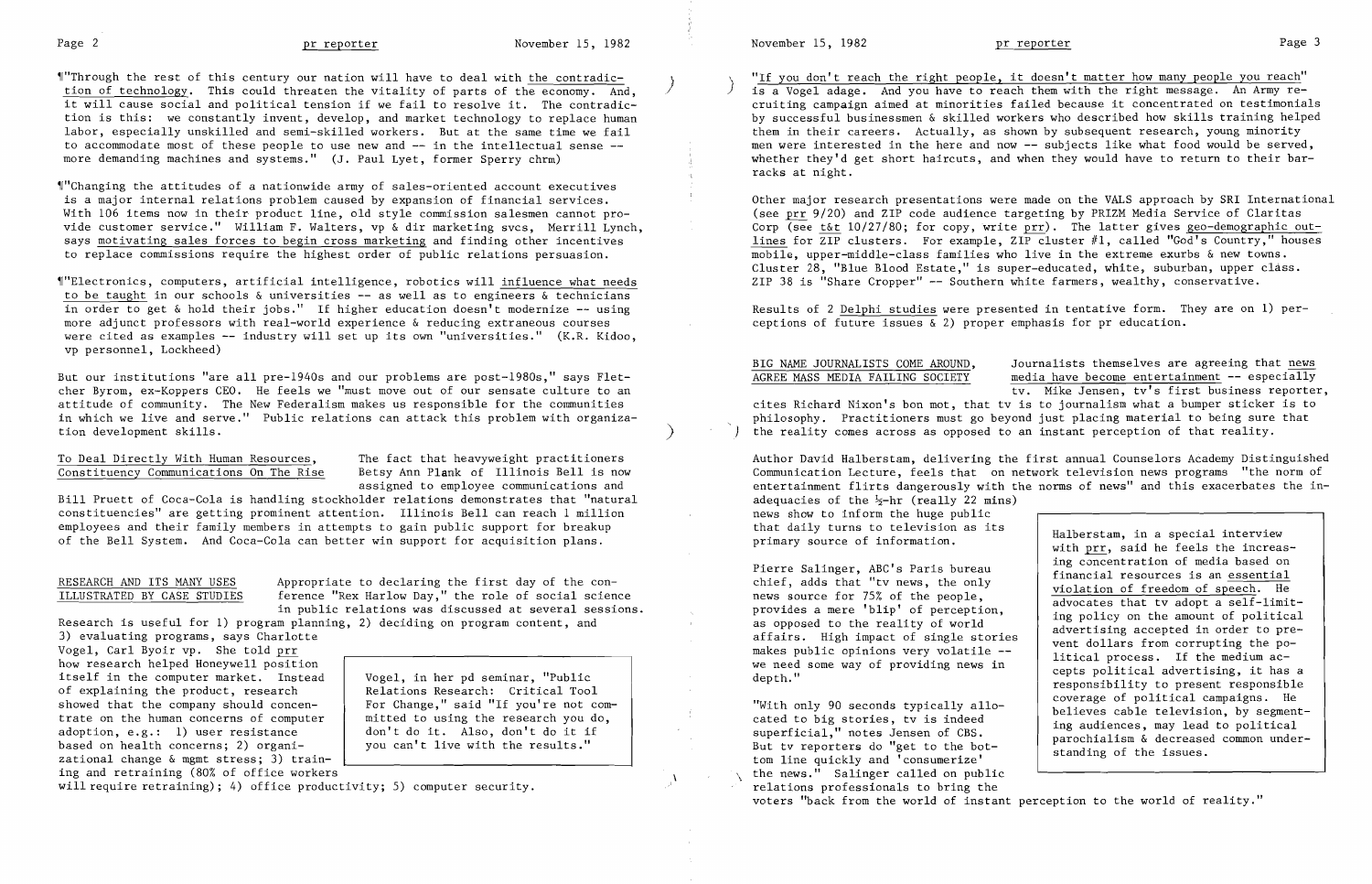¶"Through the rest of this century our nation will have to deal with the contradiction of technology. This could threaten the vitality of parts of the economy. And, it will cause social and political tension if we fail to resolve it. The contradiction is this: we constantly invent, develop, and market technology to replace human labor, especially unskilled and semi-skilled workers. But at the same time we fail to accommodate most of these people to use new and -- in the intellectual sense -- more demanding machines and systems." (J. Paul Lyet, former Sperry chrm)

¶"Changing the attitudes of a nationwide army of sales-oriented account executives is a major internal relations problem caused by expansion of financial services. With 106 items now in their product line, old style commission salesmen cannot provide customer service." William F. Walters, vp & dir marketing svcs, Merrill Lynch, says motivating sales forces to begin cross marketing and finding other incentives to replace commissions require the highest order of public relations persuasion.

¶"Electronics, computers, artificial intelligence, robotics will influence what needs to be taught in our schools & universities -- as well as to engineers & technicians in order to get & hold their jobs." If higher education doesn't modernize -- using more adjunct professors with real-world experience & reducing extraneous courses were cited as examples -- industry will set up its own "universities." (K.R. Kidoo, vp personnel, Lockheed)

But our institutions "are all pre-1940s and our problems are post-1980s," says Fletcher Byrom, ex-Koppers CEO. He feels we "must move out of our sensate culture to an attitude of community. The New Federalism makes us responsible for the communities in which we live and serve." Public relations can attack this problem with organization development skills.

## To Deal Directly With Human Resources, Constituency Communications On The Rise

The fact that heavyweight practitioners Betsy Ann Plank of Illinois Bell is now assigned to employee communications and Bill Pruett of Coca-Cola is handling stockholder relations demonstrates that "natural constituencies" are getting prominent attention. Illinois Bell can reach 1 million employees and their family members in attempts to gain public support for breakup of the Bell System. And Coca-Cola can better win support for acquisition plans.

## RESEARCH AND ITS MANY USES ILLUSTRATED BY CASE STUDIES

Appropriate to declaring the first day of the conference "Rex Harlow Day," the role of social science in public relations was discussed at several sessions. Research is useful for 1) program planning, 2) deciding on program content, and 3) evaluating programs, says Charlotte Vogel, Carl Byoir vp. She told prr how research helped Honeywell position itself in the computer market. Instead of explaining the product, research showed that the company should concentrate on the human concerns of computer adoption, e.g.: 1) user resistance based on health concerns; 2) organizational change & mgmt stress; 3) training and retraining (80% of office workers will require retraining); 4) office productivity; 5) computer security.

> Vogel, in her pd seminar, "Public Relations Research: Critical Tool For Change," said "If you're not committed to using the research you do, don't do it. Also, don't do it if you can't live with the results."

"If you don't reach the right people, it doesn't matter how many people you reach" is a Vogel adage. And you have to reach them with the right message. An Army recruiting campaign aimed at minorities failed because it concentrated on testimonials by successful businessmen & skilled workers who described how skills training helped them in their careers. Actually, as shown by subsequent research, young minority men were interested in the here and now -- subjects like what food would be served, whether they'd get short haircuts, and when they would have to return to their barracks at night.

Other major research presentations were made on the VALS approach by SRI International (see prr 9/20) and ZIP code audience targeting by PRIZM Media Service of Claritas Corp (see t&t 10/27/80; for copy, write prr). The latter gives geo-demographic outlines for ZIP clusters. For example, ZIP cluster #1, called "God's Country," houses mobile, upper-middle-class families who live in the extreme exurbs & new towns. Cluster 28, "Blue Blood Estate," is super-educated, white, suburban, upper class. ZIP 38 is "Share Cropper" -- Southern white farmers, wealthy, conservative.

Results of 2 Delphi studies were presented in tentative form. They are on 1) perceptions of future issues & 2) proper emphasis for pr education.

## BIG NAME JOURNALISTS COME AROUND, AGREE MASS MEDIA FAILING SOCIETY

Journalists themselves are agreeing that news media have become entertainment -- especially tv. Mike Jensen, tv's first business reporter, cites Richard Nixon's bon mot, that tv is to journalism what a bumper sticker is to philosophy. Practitioners must go beyond just placing material to being sure that the reality comes across as opposed to an instant perception of that reality.

Author David Halberstam, delivering the first annual Counselors Academy Distinguished Communication Lecture, feels that on network television news programs "the norm of entertainment flirts dangerously with the norms of news" and this exacerbates the inadequacies of the ½-hr (really 22 mins) news show to inform the huge public that daily turns to television as its primary source of information.

Pierre Salinger, ABC's Paris bureau chief, adds that "tv news, the only news source for 75% of the people, provides a mere 'blip' of perception, as opposed to the reality of world affairs. High impact of single stories makes public opinions very volatile -- we need some way of providing news in depth."

"With only 90 seconds typically allocated to big stories, tv is indeed superficial," notes Jensen of CBS. But tv reporters do "get to the bottom line quickly and 'consumerize' the news." Salinger called on public relations professionals to bring the voters "back from the world of instant perception to the world of reality."

> Halberstam, in a special interview with prr, said he feels the increasing concentration of media based on financial resources is an essential violation of freedom of speech. He advocates that tv adopt a self-limiting policy on the amount of political advertising accepted in order to prevent dollars from corrupting the political process. If the medium accepts political advertising, it has a responsibility to present responsible coverage of political campaigns. He believes cable television, by segmenting audiences, may lead to political parochialism & decreased common understanding of the issues.